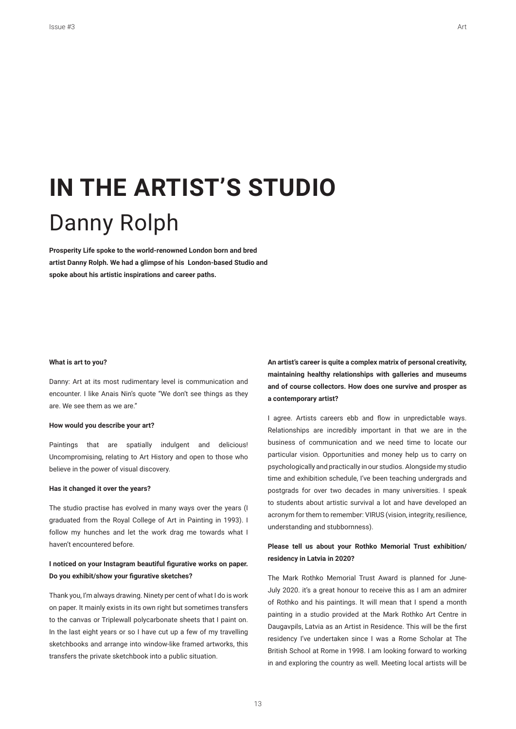# IN THE ARTIST'S STUDIO

## Danny Rolph

**Prosperity Life spoke to the world-renowned London born and bred artist Danny Rolph. We had a glimpse of his London-based Studio and spoke about his artistic inspirations and career paths.**

**What is art to you?**

Danny: Art at its most rudimentary level is communication and encounter. I like Anais Nin's quote "We don't see things as they are. We see them as we are."

**How would you describe your art?**

Paintings that are spatially indulgent and delicious! Uncompromising, relating to Art History and open to those who believe in the power of visual discovery.

**Has it changed it over the years?**

The studio practise has evolved in many ways over the years (I graduated from the Royal College of Art in Painting in 1993). I follow my hunches and let the work drag me towards what I haven't encountered before.

**I noticed on your Instagram beautiful figurative works on paper. Do you exhibit/show your figurative sketches?**

Thank you, I'm always drawing. Ninety per cent of what I do is work on paper. It mainly exists in its own right but sometimes transfers to the canvas or Triplewall polycarbonate sheets that I paint on. In the last eight years or so I have cut up a few of my travelling sketchbooks and arrange into window-like framed artworks, this transfers the private sketchbook into a public situation.

**An artist's career is quite a complex matrix of personal creativity, maintaining healthy relationships with galleries and museums and of course collectors. How does one survive and prosper as a contemporary artist?**

I agree. Artists careers ebb and flow in unpredictable ways. Relationships are incredibly important in that we are in the business of communication and we need time to locate our particular vision. Opportunities and money help us to carry on psychologically and practically in our studios. Alongside my studio time and exhibition schedule, I've been teaching undergrads and postgrads for over two decades in many universities. I speak to students about artistic survival a lot and have developed an acronym for them to remember: VIRUS (vision, integrity, resilience, understanding and stubbornness).

**Please tell us about your Rothko Memorial Trust exhibition/ residency in Latvia in 2020?**

The Mark Rothko Memorial Trust Award is planned for June-July 2020. it's a great honour to receive this as I am an admirer of Rothko and his paintings. It will mean that I spend a month painting in a studio provided at the Mark Rothko Art Centre in Daugavpils, Latvia as an Artist in Residence. This will be the first residency I've undertaken since I was a Rome Scholar at The British School at Rome in 1998. I am looking forward to working in and exploring the country as well. Meeting local artists will be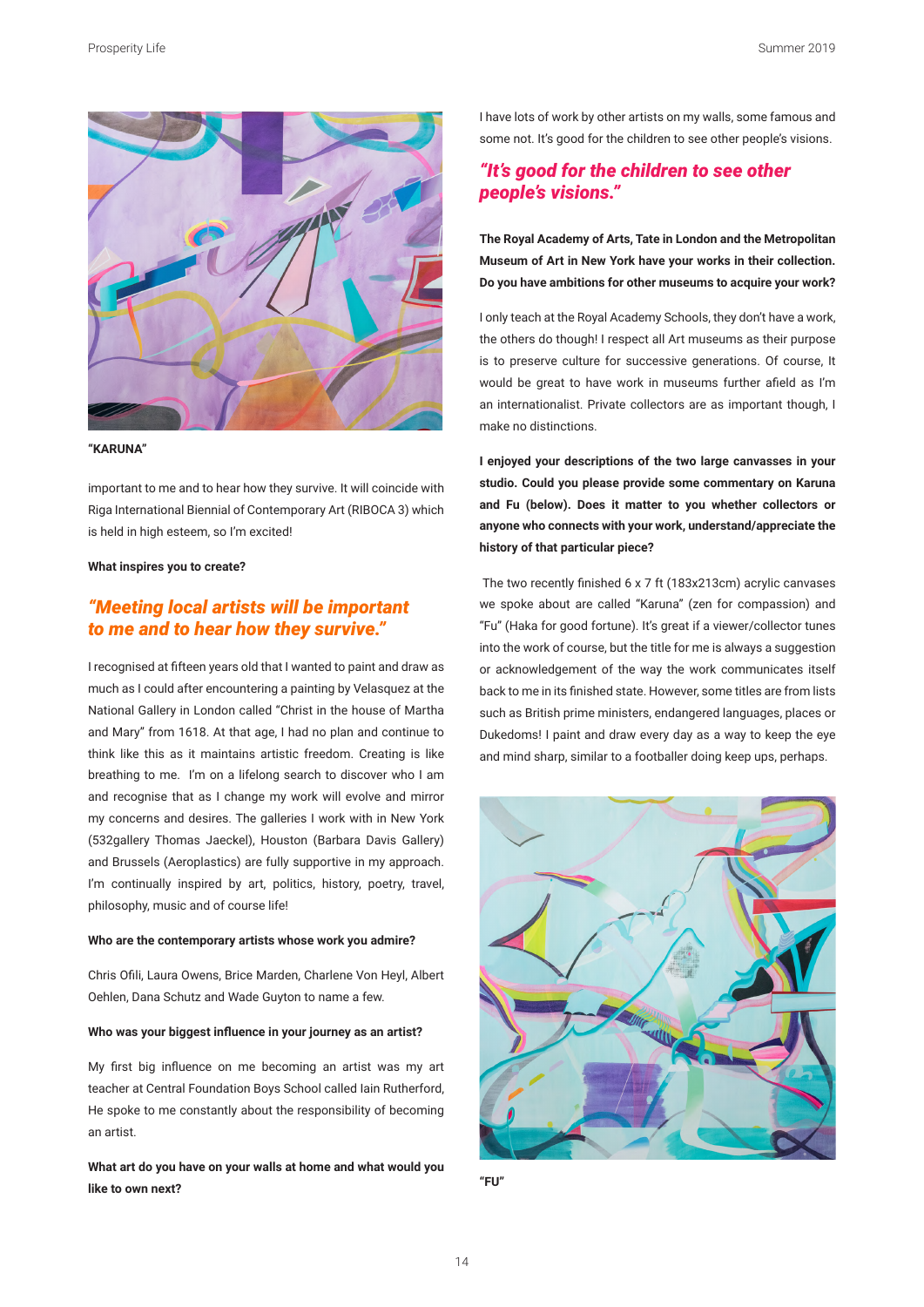"KARUNA"

important to me and to hear how they survive. It will coincide with Riga International Biennial of Contemporary Art (RIBOCA 3) which is held in high esteem, so I'm excited!

**What inspires you to create?**

*"Meeting local artists will be important to me and to hear how they survive."*

I recognised at fifteen years old that I wanted to paint and draw as much as I could after encountering a painting by Velasquez at the National Gallery in London called "Christ in the house of Martha and Mary" from 1618. At that age, I had no plan and continue to think like this as it maintains artistic freedom. Creating is like breathing to me. I'm on a lifelong search to discover who I am and recognise that as I change my work will evolve and mirror my concerns and desires. The galleries I work with in New York (532gallery Thomas Jaeckel), Houston (Barbara Davis Gallery) and Brussels (Aeroplastics) are fully supportive in my approach. I'm continually inspired by art, politics, history, poetry, travel, philosophy, music and of course life!

**Who are the contemporary artists whose work you admire?**

Chris Ofili, Laura Owens, Brice Marden, Charlene Von Heyl, Albert Oehlen, Dana Schutz and Wade Guyton to name a few.

**Who was your biggest influence in your journey as an artist?**

My first big influence on me becoming an artist was my art teacher at Central Foundation Boys School called Iain Rutherford, He spoke to me constantly about the responsibility of becoming an artist.

**What art do you have on your walls at home and what would you like to own next?**

I have lots of work by other artists on my walls, some famous and some not. It's good for the children to see other people's visions.

*"It's good for the children to see other people's visions."*

**The Royal Academy of Arts, Tate in London and the Metropolitan Museum of Art in New York have your works in their collection. Do you have ambitions for other museums to acquire your work?**

I only teach at the Royal Academy Schools, they don't have a work, the others do though! I respect all Art museums as their purpose is to preserve culture for successive generations. Of course, It would be great to have work in museums further afield as I'm an internationalist. Private collectors are as important though, I make no distinctions.

**I enjoyed your descriptions of the two large canvasses in your studio. Could you please provide some commentary on Karuna and Fu (below). Does it matter to you whether collectors or anyone who connects with your work, understand/appreciate the history of that particular piece?**

The two recently finished 6 x 7 ft (183x213cm) acrylic canvases we spoke about are called "Karuna" (zen for compassion) and "Fu" (Haka for good fortune). It's great if a viewer/collector tunes into the work of course, but the title for me is always a suggestion or acknowledgement of the way the work communicates itself back to me in its finished state. However, some titles are from lists such as British prime ministers, endangered languages, places or Dukedoms! I paint and draw every day as a way to keep the eye and mind sharp, similar to a footballer doing keep ups, perhaps.

"FU"